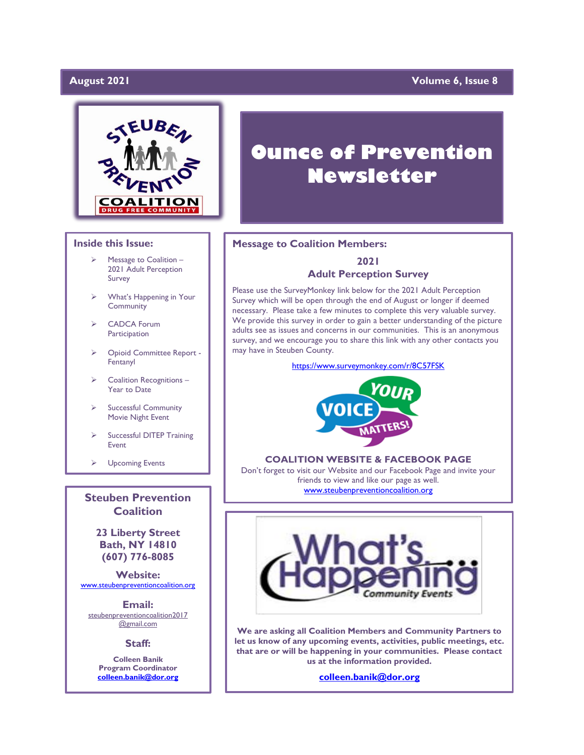August 2021 Volume 6, Issue 8

# Ounce of Prevention Newsletter

## Inside this Issue:

- Message to Coalition – 2021 Adult Perception Survey
- What's Happening in Your Community
- CADCA Forum Participation
- Opioid Committee Report - Fentanyl
- Coalition Recognitions – Year to Date
- Successful Community Movie Night Event
- Successful DITEP Training Event
- Upcoming Events

## Steuben Prevention Coalition

**23 Liberty Street**
**Bath, NY 14810**
**(607) 776-8085**

**Website:**
www.steubenpreventioncoalition.org

**Email:**
steubenpreventioncoalition2017@gmail.com

**Staff:**

**Colleen Banik**
**Program Coordinator**
**colleen.banik@dor.org**

## Message to Coalition Members:

### 2021 Adult Perception Survey

Please use the SurveyMonkey link below for the 2021 Adult Perception Survey which will be open through the end of August or longer if deemed necessary. Please take a few minutes to complete this very valuable survey. We provide this survey in order to gain a better understanding of the picture adults see as issues and concerns in our communities. This is an anonymous survey, and we encourage you to share this link with any other contacts you may have in Steuben County.

https://www.surveymonkey.com/r/8C57FSK

**COALITION WEBSITE & FACEBOOK PAGE**

Don't forget to visit our Website and our Facebook Page and invite your friends to view and like our page as well.
www.steubenpreventioncoalition.org

## What's Happening – Community Events

**We are asking all Coalition Members and Community Partners to let us know of any upcoming events, activities, public meetings, etc. that are or will be happening in your communities. Please contact us at the information provided.**

**colleen.banik@dor.org**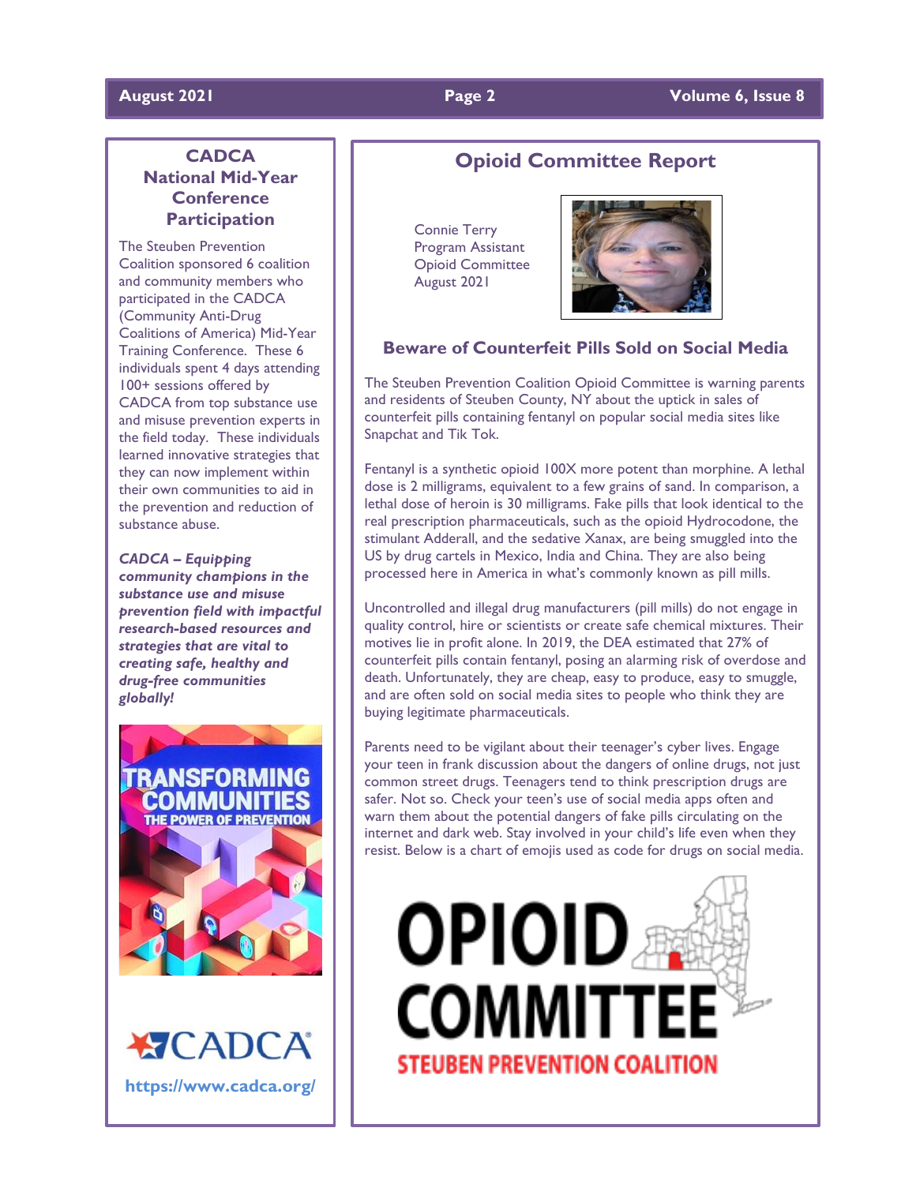## CADCA National Mid-Year Conference Participation

The Steuben Prevention Coalition sponsored 6 coalition and community members who participated in the CADCA (Community Anti-Drug Coalitions of America) Mid-Year Training Conference. These 6 individuals spent 4 days attending 100+ sessions offered by CADCA from top substance use and misuse prevention experts in the field today. These individuals learned innovative strategies that they can now implement within their own communities to aid in the prevention and reduction of substance abuse.

***CADCA – Equipping community champions in the substance use and misuse prevention field with impactful research-based resources and strategies that are vital to creating safe, healthy and drug-free communities globally!***

TRANSFORMING COMMUNITIES
THE POWER OF PREVENTION

CADCA®

https://www.cadca.org/

## Opioid Committee Report

Connie Terry
Program Assistant
Opioid Committee
August 2021

### Beware of Counterfeit Pills Sold on Social Media

The Steuben Prevention Coalition Opioid Committee is warning parents and residents of Steuben County, NY about the uptick in sales of counterfeit pills containing fentanyl on popular social media sites like Snapchat and Tik Tok.

Fentanyl is a synthetic opioid 100X more potent than morphine. A lethal dose is 2 milligrams, equivalent to a few grains of sand. In comparison, a lethal dose of heroin is 30 milligrams. Fake pills that look identical to the real prescription pharmaceuticals, such as the opioid Hydrocodone, the stimulant Adderall, and the sedative Xanax, are being smuggled into the US by drug cartels in Mexico, India and China. They are also being processed here in America in what's commonly known as pill mills.

Uncontrolled and illegal drug manufacturers (pill mills) do not engage in quality control, hire or scientists or create safe chemical mixtures. Their motives lie in profit alone. In 2019, the DEA estimated that 27% of counterfeit pills contain fentanyl, posing an alarming risk of overdose and death. Unfortunately, they are cheap, easy to produce, easy to smuggle, and are often sold on social media sites to people who think they are buying legitimate pharmaceuticals.

Parents need to be vigilant about their teenager's cyber lives. Engage your teen in frank discussion about the dangers of online drugs, not just common street drugs. Teenagers tend to think prescription drugs are safer. Not so. Check your teen's use of social media apps often and warn them about the potential dangers of fake pills circulating on the internet and dark web. Stay involved in your child's life even when they resist. Below is a chart of emojis used as code for drugs on social media.

OPIOID COMMITTEE
STEUBEN PREVENTION COALITION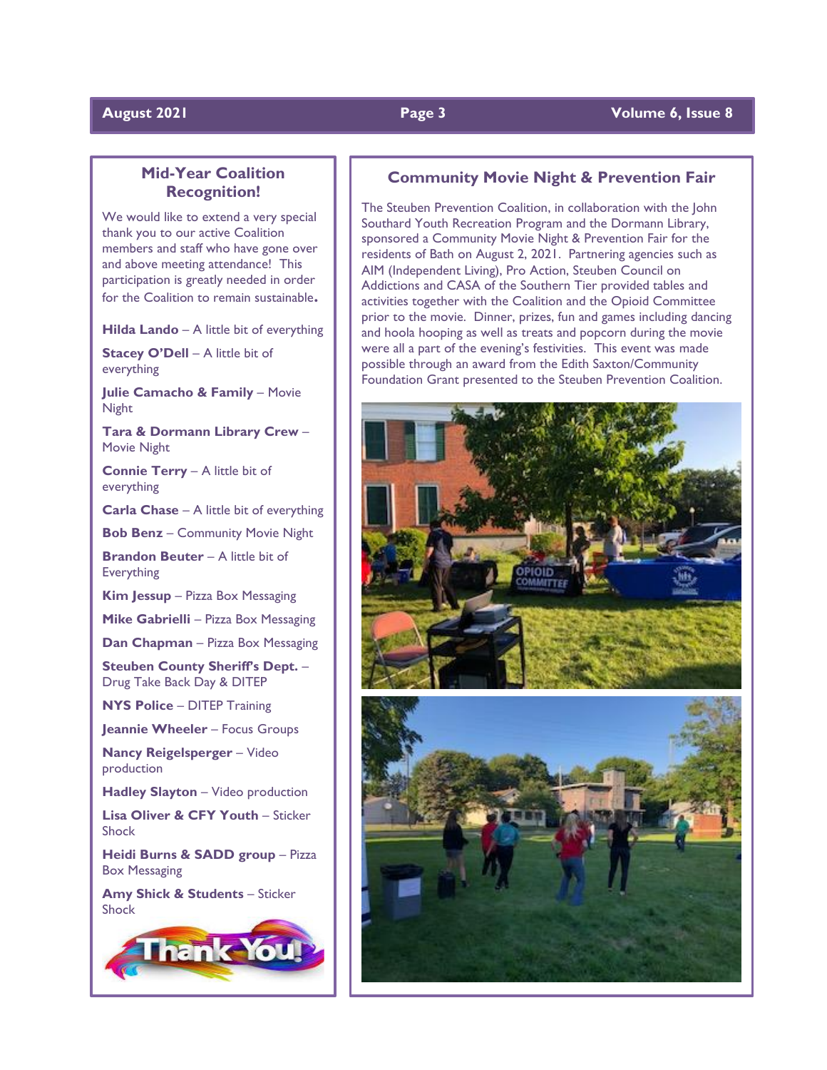## Mid-Year Coalition Recognition!

We would like to extend a very special thank you to our active Coalition members and staff who have gone over and above meeting attendance! This participation is greatly needed in order for the Coalition to remain sustainable.

**Hilda Lando** – A little bit of everything

**Stacey O'Dell** – A little bit of everything

**Julie Camacho & Family** – Movie Night

**Tara & Dormann Library Crew** – Movie Night

**Connie Terry** – A little bit of everything

**Carla Chase** – A little bit of everything

**Bob Benz** – Community Movie Night

**Brandon Beuter** – A little bit of Everything

**Kim Jessup** – Pizza Box Messaging

**Mike Gabrielli** – Pizza Box Messaging

**Dan Chapman** – Pizza Box Messaging

**Steuben County Sheriff's Dept.** – Drug Take Back Day & DITEP

**NYS Police** – DITEP Training

**Jeannie Wheeler** – Focus Groups

**Nancy Reigelsperger** – Video production

**Hadley Slayton** – Video production

**Lisa Oliver & CFY Youth** – Sticker Shock

**Heidi Burns & SADD group** – Pizza Box Messaging

**Amy Shick & Students** – Sticker Shock

Thank You!

## Community Movie Night & Prevention Fair

The Steuben Prevention Coalition, in collaboration with the John Southard Youth Recreation Program and the Dormann Library, sponsored a Community Movie Night & Prevention Fair for the residents of Bath on August 2, 2021. Partnering agencies such as AIM (Independent Living), Pro Action, Steuben Council on Addictions and CASA of the Southern Tier provided tables and activities together with the Coalition and the Opioid Committee prior to the movie. Dinner, prizes, fun and games including dancing and hoola hooping as well as treats and popcorn during the movie were all a part of the evening's festivities. This event was made possible through an award from the Edith Saxton/Community Foundation Grant presented to the Steuben Prevention Coalition.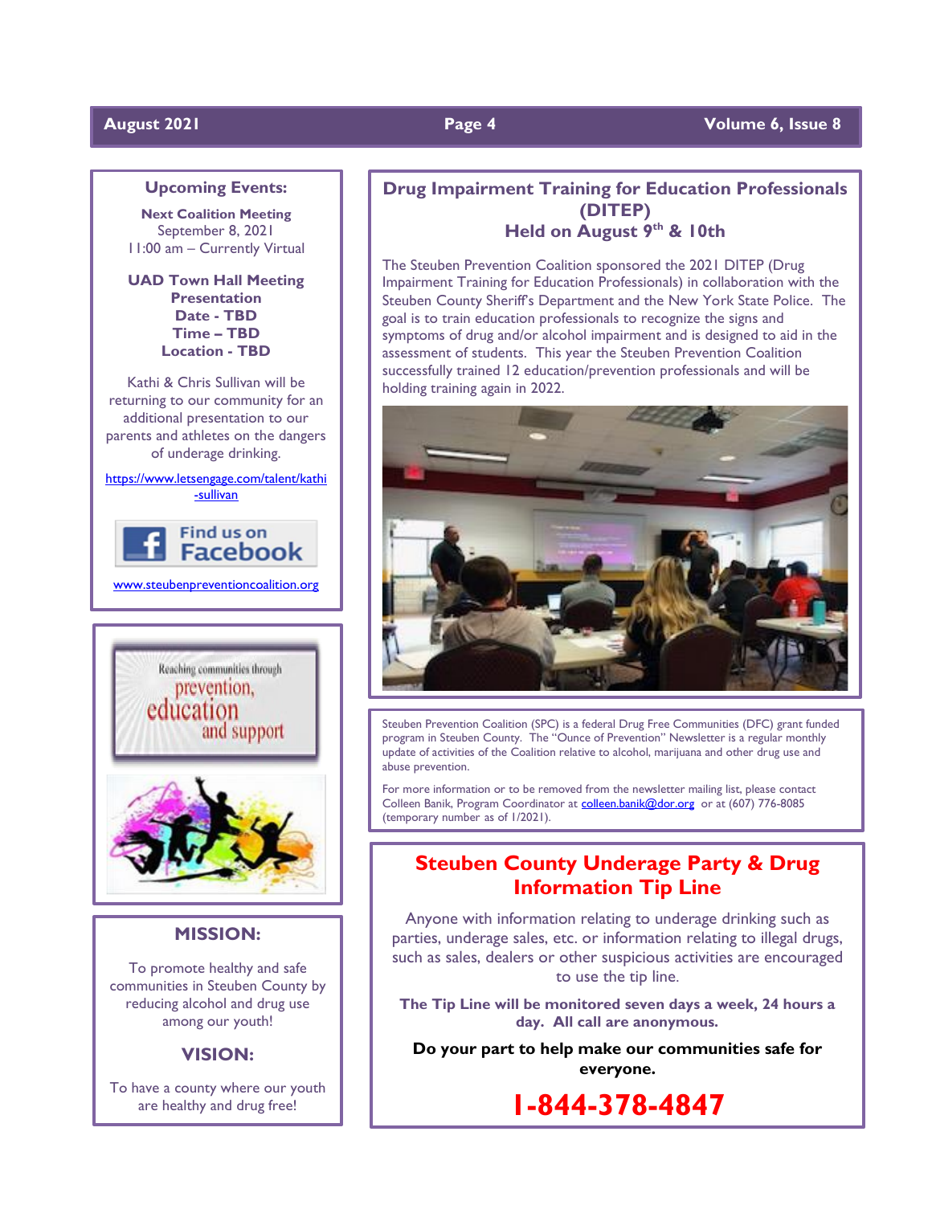## Upcoming Events:

**Next Coalition Meeting**
September 8, 2021
11:00 am – Currently Virtual

**UAD Town Hall Meeting Presentation**
**Date - TBD**
**Time – TBD**
**Location - TBD**

Kathi & Chris Sullivan will be returning to our community for an additional presentation to our parents and athletes on the dangers of underage drinking.

https://www.letsengage.com/talent/kathi-sullivan

Find us on Facebook

www.steubenpreventioncoalition.org

Reaching communities through prevention, education and support

## MISSION:

To promote healthy and safe communities in Steuben County by reducing alcohol and drug use among our youth!

## VISION:

To have a county where our youth are healthy and drug free!

## Drug Impairment Training for Education Professionals (DITEP)

### Held on August 9th & 10th

The Steuben Prevention Coalition sponsored the 2021 DITEP (Drug Impairment Training for Education Professionals) in collaboration with the Steuben County Sheriff's Department and the New York State Police. The goal is to train education professionals to recognize the signs and symptoms of drug and/or alcohol impairment and is designed to aid in the assessment of students. This year the Steuben Prevention Coalition successfully trained 12 education/prevention professionals and will be holding training again in 2022.

Steuben Prevention Coalition (SPC) is a federal Drug Free Communities (DFC) grant funded program in Steuben County. The "Ounce of Prevention" Newsletter is a regular monthly update of activities of the Coalition relative to alcohol, marijuana and other drug use and abuse prevention.

For more information or to be removed from the newsletter mailing list, please contact Colleen Banik, Program Coordinator at colleen.banik@dor.org or at (607) 776-8085 (temporary number as of 1/2021).

## Steuben County Underage Party & Drug Information Tip Line

Anyone with information relating to underage drinking such as parties, underage sales, etc. or information relating to illegal drugs, such as sales, dealers or other suspicious activities are encouraged to use the tip line.

**The Tip Line will be monitored seven days a week, 24 hours a day. All call are anonymous.**

**Do your part to help make our communities safe for everyone.**

# 1-844-378-4847